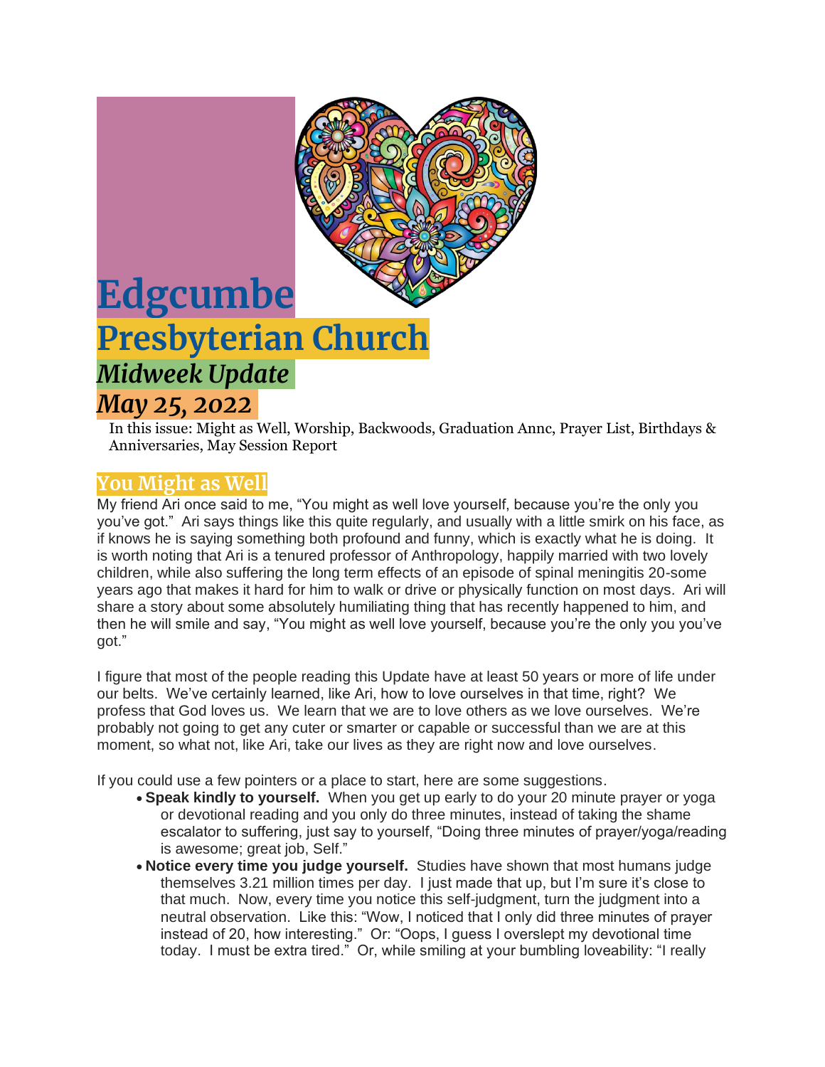# Edgcumbe Presbyterian Church

## *Midweek Update*

## *May 25, 2022*

In this issue: Might as Well, Worship, Backwoods, Graduation Annc, Prayer List, Birthdays & Anniversaries, May Session Report

## You Might as Well

My friend Ari once said to me, "You might as well love yourself, because you're the only you you've got." Ari says things like this quite regularly, and usually with a little smirk on his face, as if knows he is saying something both profound and funny, which is exactly what he is doing. It is worth noting that Ari is a tenured professor of Anthropology, happily married with two lovely children, while also suffering the long term effects of an episode of spinal meningitis 20-some years ago that makes it hard for him to walk or drive or physically function on most days. Ari will share a story about some absolutely humiliating thing that has recently happened to him, and then he will smile and say, "You might as well love yourself, because you're the only you you've got."

I figure that most of the people reading this Update have at least 50 years or more of life under our belts. We've certainly learned, like Ari, how to love ourselves in that time, right? We profess that God loves us. We learn that we are to love others as we love ourselves. We're probably not going to get any cuter or smarter or capable or successful than we are at this moment, so what not, like Ari, take our lives as they are right now and love ourselves.

If you could use a few pointers or a place to start, here are some suggestions.

- **Speak kindly to yourself.** When you get up early to do your 20 minute prayer or yoga or devotional reading and you only do three minutes, instead of taking the shame escalator to suffering, just say to yourself, "Doing three minutes of prayer/yoga/reading is awesome; great job, Self."
- **Notice every time you judge yourself.** Studies have shown that most humans judge themselves 3.21 million times per day. I just made that up, but I'm sure it's close to that much. Now, every time you notice this self-judgment, turn the judgment into a neutral observation. Like this: "Wow, I noticed that I only did three minutes of prayer instead of 20, how interesting." Or: "Oops, I guess I overslept my devotional time today. I must be extra tired." Or, while smiling at your bumbling loveability: "I really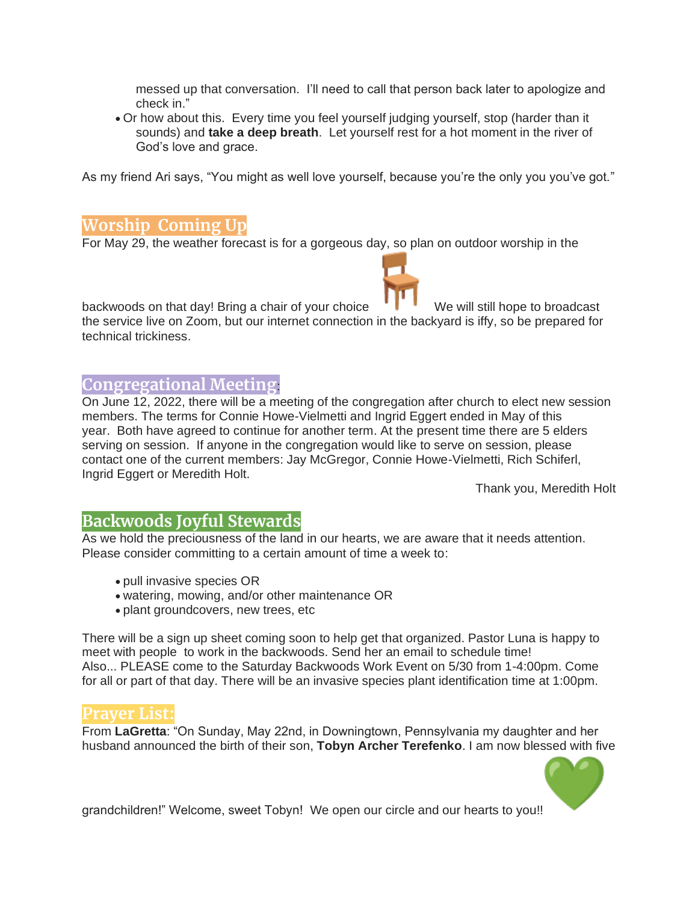messed up that conversation. I'll need to call that person back later to apologize and check in."

- Or how about this. Every time you feel yourself judging yourself, stop (harder than it sounds) and **take a deep breath**. Let yourself rest for a hot moment in the river of God's love and grace.

As my friend Ari says, "You might as well love yourself, because you're the only you you've got."

## Worship Coming Up

For May 29, the weather forecast is for a gorgeous day, so plan on outdoor worship in the backwoods on that day! Bring a chair of your choice We will still hope to broadcast the service live on Zoom, but our internet connection in the backyard is iffy, so be prepared for technical trickiness.

## Congregational Meeting:

On June 12, 2022, there will be a meeting of the congregation after church to elect new session members. The terms for Connie Howe-Vielmetti and Ingrid Eggert ended in May of this year. Both have agreed to continue for another term. At the present time there are 5 elders serving on session. If anyone in the congregation would like to serve on session, please contact one of the current members: Jay McGregor, Connie Howe-Vielmetti, Rich Schiferl, Ingrid Eggert or Meredith Holt.

Thank you, Meredith Holt

## Backwoods Joyful Stewards

As we hold the preciousness of the land in our hearts, we are aware that it needs attention. Please consider committing to a certain amount of time a week to:

- pull invasive species OR
- watering, mowing, and/or other maintenance OR
- plant groundcovers, new trees, etc

There will be a sign up sheet coming soon to help get that organized. Pastor Luna is happy to meet with people to work in the backwoods. Send her an email to schedule time!
Also... PLEASE come to the Saturday Backwoods Work Event on 5/30 from 1-4:00pm. Come for all or part of that day. There will be an invasive species plant identification time at 1:00pm.

## Prayer List:

From **LaGretta**: "On Sunday, May 22nd, in Downingtown, Pennsylvania my daughter and her husband announced the birth of their son, **Tobyn Archer Terefenko**. I am now blessed with five grandchildren!" Welcome, sweet Tobyn! We open our circle and our hearts to you!!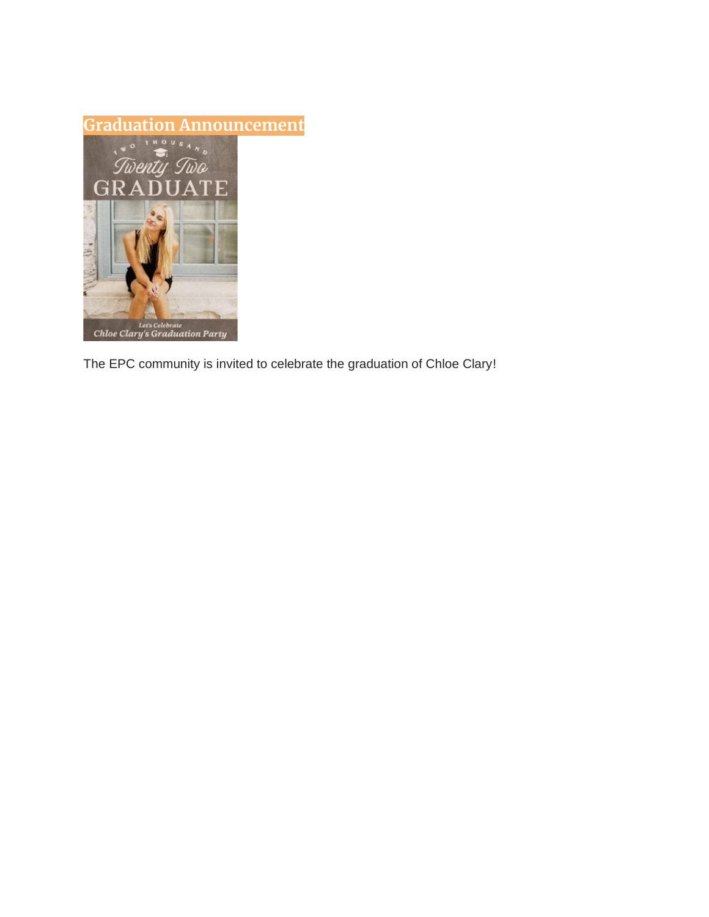## Graduation Announcement

The EPC community is invited to celebrate the graduation of Chloe Clary!